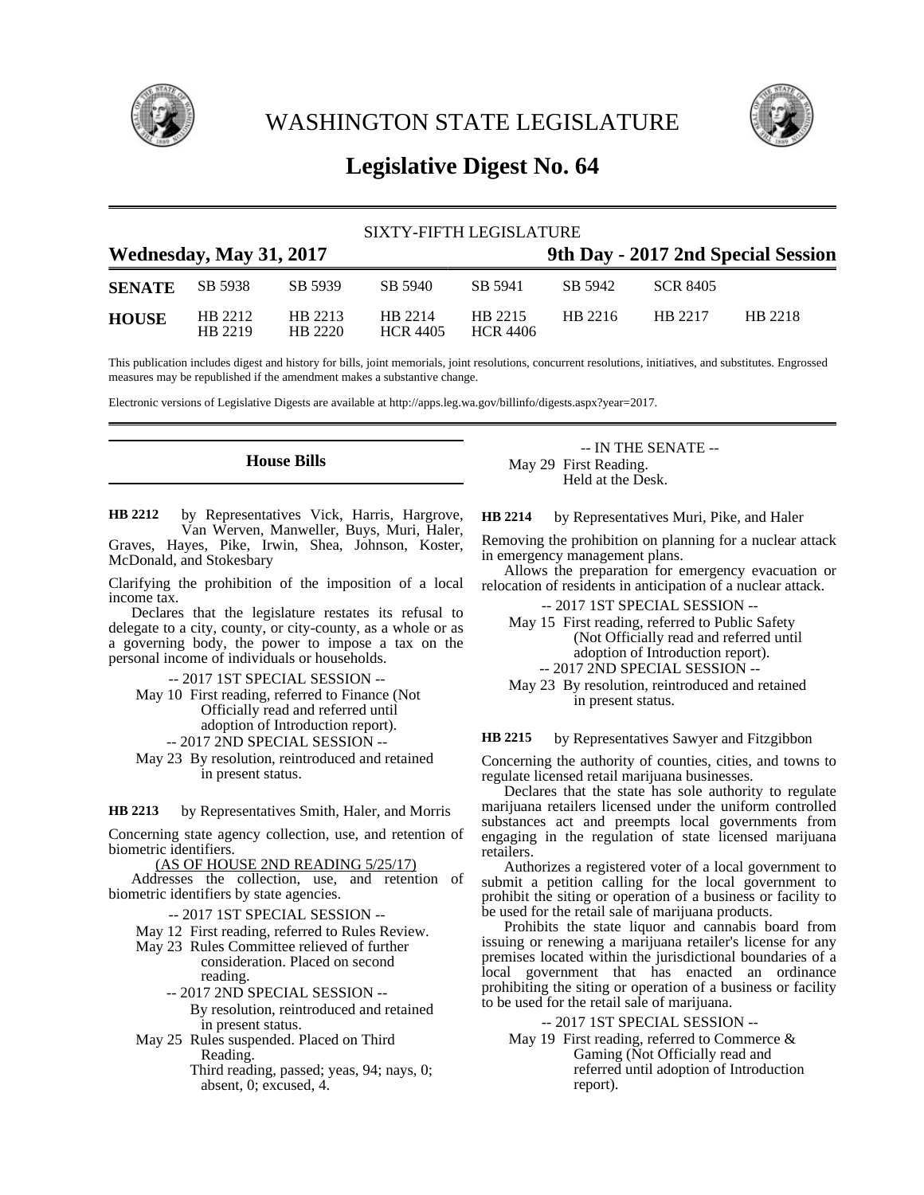# WASHINGTON STATE LEGISLATURE

## Legislative Digest No. 64

SIXTY-FIFTH LEGISLATURE

**Wednesday, May 31, 2017** — **9th Day - 2017 2nd Special Session**

| | | | | | | | |
|---|---|---|---|---|---|---|---|
| **SENATE** | SB 5938 | SB 5939 | SB 5940 | SB 5941 | SB 5942 | SCR 8405 | |
| **HOUSE** | HB 2212 | HB 2213 | HB 2214 | HB 2215 | HB 2216 | HB 2217 | HB 2218 |
| | HB 2219 | HB 2220 | HCR 4405 | HCR 4406 | | | |

This publication includes digest and history for bills, joint memorials, joint resolutions, concurrent resolutions, initiatives, and substitutes. Engrossed measures may be republished if the amendment makes a substantive change.

Electronic versions of Legislative Digests are available at http://apps.leg.wa.gov/billinfo/digests.aspx?year=2017.

### House Bills

**HB 2212** by Representatives Vick, Harris, Hargrove, Van Werven, Manweller, Buys, Muri, Haler, Graves, Hayes, Pike, Irwin, Shea, Johnson, Koster, McDonald, and Stokesbary

Clarifying the prohibition of the imposition of a local income tax.

Declares that the legislature restates its refusal to delegate to a city, county, or city-county, as a whole or as a governing body, the power to impose a tax on the personal income of individuals or households.

-- 2017 1ST SPECIAL SESSION --

May 10 First reading, referred to Finance (Not Officially read and referred until adoption of Introduction report).

-- 2017 2ND SPECIAL SESSION --

May 23 By resolution, reintroduced and retained in present status.

**HB 2213** by Representatives Smith, Haler, and Morris

Concerning state agency collection, use, and retention of biometric identifiers.

(AS OF HOUSE 2ND READING 5/25/17)

Addresses the collection, use, and retention of biometric identifiers by state agencies.

-- 2017 1ST SPECIAL SESSION --

May 12 First reading, referred to Rules Review.

May 23 Rules Committee relieved of further consideration. Placed on second reading.

-- 2017 2ND SPECIAL SESSION --

By resolution, reintroduced and retained in present status.

May 25 Rules suspended. Placed on Third Reading.

Third reading, passed; yeas, 94; nays, 0; absent, 0; excused, 4.

-- IN THE SENATE --

May 29 First Reading.

Held at the Desk.

**HB 2214** by Representatives Muri, Pike, and Haler

Removing the prohibition on planning for a nuclear attack in emergency management plans.

Allows the preparation for emergency evacuation or relocation of residents in anticipation of a nuclear attack.

-- 2017 1ST SPECIAL SESSION --

May 15 First reading, referred to Public Safety (Not Officially read and referred until adoption of Introduction report).

-- 2017 2ND SPECIAL SESSION --

May 23 By resolution, reintroduced and retained in present status.

**HB 2215** by Representatives Sawyer and Fitzgibbon

Concerning the authority of counties, cities, and towns to regulate licensed retail marijuana businesses.

Declares that the state has sole authority to regulate marijuana retailers licensed under the uniform controlled substances act and preempts local governments from engaging in the regulation of state licensed marijuana retailers.

Authorizes a registered voter of a local government to submit a petition calling for the local government to prohibit the siting or operation of a business or facility to be used for the retail sale of marijuana products.

Prohibits the state liquor and cannabis board from issuing or renewing a marijuana retailer's license for any premises located within the jurisdictional boundaries of a local government that has enacted an ordinance prohibiting the siting or operation of a business or facility to be used for the retail sale of marijuana.

-- 2017 1ST SPECIAL SESSION --

May 19 First reading, referred to Commerce & Gaming (Not Officially read and referred until adoption of Introduction report).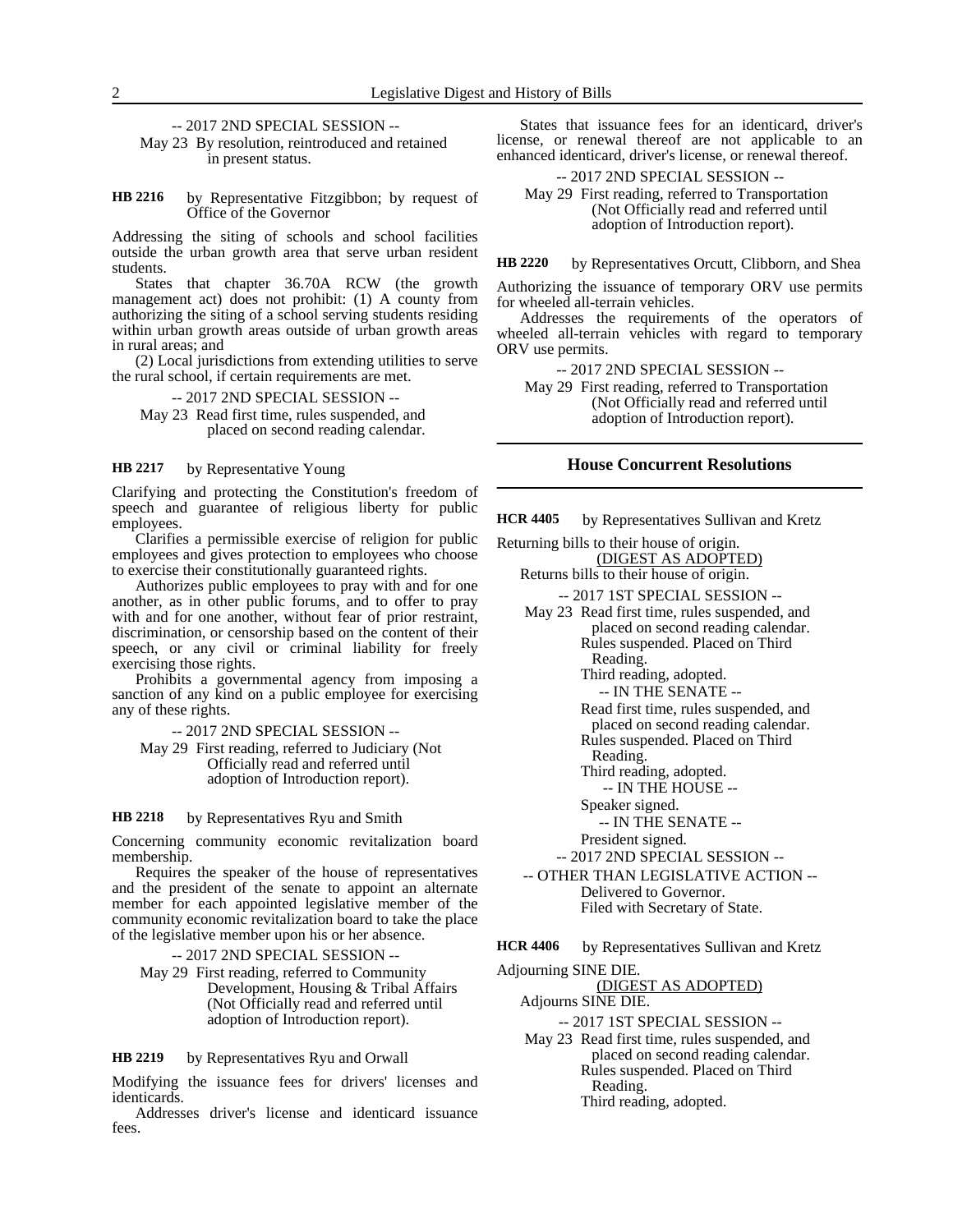-- 2017 2ND SPECIAL SESSION --

May 23 By resolution, reintroduced and retained in present status.

**HB 2216** by Representative Fitzgibbon; by request of Office of the Governor

Addressing the siting of schools and school facilities outside the urban growth area that serve urban resident students.

States that chapter 36.70A RCW (the growth management act) does not prohibit: (1) A county from authorizing the siting of a school serving students residing within urban growth areas outside of urban growth areas in rural areas; and

(2) Local jurisdictions from extending utilities to serve the rural school, if certain requirements are met.

-- 2017 2ND SPECIAL SESSION --

May 23 Read first time, rules suspended, and placed on second reading calendar.

**HB 2217** by Representative Young

Clarifying and protecting the Constitution's freedom of speech and guarantee of religious liberty for public employees.

Clarifies a permissible exercise of religion for public employees and gives protection to employees who choose to exercise their constitutionally guaranteed rights.

Authorizes public employees to pray with and for one another, as in other public forums, and to offer to pray with and for one another, without fear of prior restraint, discrimination, or censorship based on the content of their speech, or any civil or criminal liability for freely exercising those rights.

Prohibits a governmental agency from imposing a sanction of any kind on a public employee for exercising any of these rights.

-- 2017 2ND SPECIAL SESSION --

May 29 First reading, referred to Judiciary (Not Officially read and referred until adoption of Introduction report).

**HB 2218** by Representatives Ryu and Smith

Concerning community economic revitalization board membership.

Requires the speaker of the house of representatives and the president of the senate to appoint an alternate member for each appointed legislative member of the community economic revitalization board to take the place of the legislative member upon his or her absence.

-- 2017 2ND SPECIAL SESSION --

May 29 First reading, referred to Community Development, Housing & Tribal Affairs (Not Officially read and referred until adoption of Introduction report).

**HB 2219** by Representatives Ryu and Orwall

Modifying the issuance fees for drivers' licenses and identicards.

Addresses driver's license and identicard issuance fees.

States that issuance fees for an identicard, driver's license, or renewal thereof are not applicable to an enhanced identicard, driver's license, or renewal thereof.

-- 2017 2ND SPECIAL SESSION --

May 29 First reading, referred to Transportation (Not Officially read and referred until adoption of Introduction report).

**HB 2220** by Representatives Orcutt, Clibborn, and Shea

Authorizing the issuance of temporary ORV use permits for wheeled all-terrain vehicles.

Addresses the requirements of the operators of wheeled all-terrain vehicles with regard to temporary ORV use permits.

-- 2017 2ND SPECIAL SESSION --

May 29 First reading, referred to Transportation (Not Officially read and referred until adoption of Introduction report).

## House Concurrent Resolutions

**HCR 4405** by Representatives Sullivan and Kretz

Returning bills to their house of origin.

(DIGEST AS ADOPTED)

Returns bills to their house of origin.

-- 2017 1ST SPECIAL SESSION --

May 23 Read first time, rules suspended, and placed on second reading calendar.
Rules suspended. Placed on Third Reading.
Third reading, adopted.
-- IN THE SENATE --
Read first time, rules suspended, and placed on second reading calendar.
Rules suspended. Placed on Third Reading.
Third reading, adopted.
-- IN THE HOUSE --
Speaker signed.
-- IN THE SENATE --
President signed.

-- 2017 2ND SPECIAL SESSION --

-- OTHER THAN LEGISLATIVE ACTION --
Delivered to Governor.
Filed with Secretary of State.

**HCR 4406** by Representatives Sullivan and Kretz

Adjourning SINE DIE.

(DIGEST AS ADOPTED)

Adjourns SINE DIE.

-- 2017 1ST SPECIAL SESSION --

May 23 Read first time, rules suspended, and placed on second reading calendar.
Rules suspended. Placed on Third Reading.
Third reading, adopted.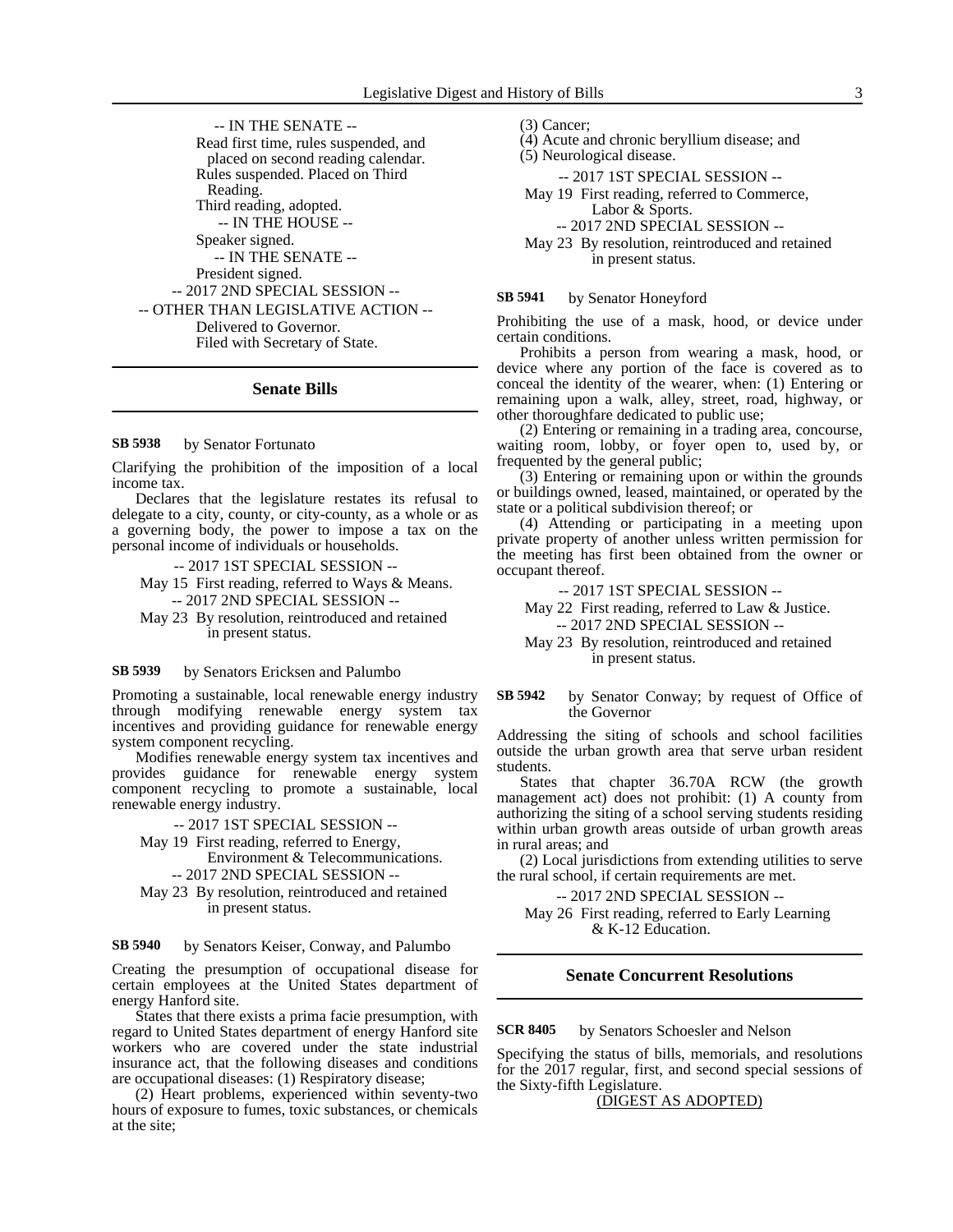-- IN THE SENATE --

Read first time, rules suspended, and placed on second reading calendar.

Rules suspended. Placed on Third Reading.

Third reading, adopted.

-- IN THE HOUSE --

Speaker signed.

-- IN THE SENATE --

President signed.

-- 2017 2ND SPECIAL SESSION --

-- OTHER THAN LEGISLATIVE ACTION --

Delivered to Governor.

Filed with Secretary of State.

## Senate Bills

**SB 5938** by Senator Fortunato

Clarifying the prohibition of the imposition of a local income tax.

Declares that the legislature restates its refusal to delegate to a city, county, or city-county, as a whole or as a governing body, the power to impose a tax on the personal income of individuals or households.

-- 2017 1ST SPECIAL SESSION --

May 15 First reading, referred to Ways & Means.

-- 2017 2ND SPECIAL SESSION --

May 23 By resolution, reintroduced and retained in present status.

**SB 5939** by Senators Ericksen and Palumbo

Promoting a sustainable, local renewable energy industry through modifying renewable energy system tax incentives and providing guidance for renewable energy system component recycling.

Modifies renewable energy system tax incentives and provides guidance for renewable energy system component recycling to promote a sustainable, local renewable energy industry.

-- 2017 1ST SPECIAL SESSION --

May 19 First reading, referred to Energy, Environment & Telecommunications.

-- 2017 2ND SPECIAL SESSION --

May 23 By resolution, reintroduced and retained in present status.

**SB 5940** by Senators Keiser, Conway, and Palumbo

Creating the presumption of occupational disease for certain employees at the United States department of energy Hanford site.

States that there exists a prima facie presumption, with regard to United States department of energy Hanford site workers who are covered under the state industrial insurance act, that the following diseases and conditions are occupational diseases: (1) Respiratory disease;

(2) Heart problems, experienced within seventy-two hours of exposure to fumes, toxic substances, or chemicals at the site;

(3) Cancer;

(4) Acute and chronic beryllium disease; and

(5) Neurological disease.

-- 2017 1ST SPECIAL SESSION --

May 19 First reading, referred to Commerce, Labor & Sports.

-- 2017 2ND SPECIAL SESSION --

May 23 By resolution, reintroduced and retained in present status.

**SB 5941** by Senator Honeyford

Prohibiting the use of a mask, hood, or device under certain conditions.

Prohibits a person from wearing a mask, hood, or device where any portion of the face is covered as to conceal the identity of the wearer, when: (1) Entering or remaining upon a walk, alley, street, road, highway, or other thoroughfare dedicated to public use;

(2) Entering or remaining in a trading area, concourse, waiting room, lobby, or foyer open to, used by, or frequented by the general public;

(3) Entering or remaining upon or within the grounds or buildings owned, leased, maintained, or operated by the state or a political subdivision thereof; or

(4) Attending or participating in a meeting upon private property of another unless written permission for the meeting has first been obtained from the owner or occupant thereof.

-- 2017 1ST SPECIAL SESSION --

May 22 First reading, referred to Law & Justice.

-- 2017 2ND SPECIAL SESSION --

May 23 By resolution, reintroduced and retained in present status.

**SB 5942** by Senator Conway; by request of Office of the Governor

Addressing the siting of schools and school facilities outside the urban growth area that serve urban resident students.

States that chapter 36.70A RCW (the growth management act) does not prohibit: (1) A county from authorizing the siting of a school serving students residing within urban growth areas outside of urban growth areas in rural areas; and

(2) Local jurisdictions from extending utilities to serve the rural school, if certain requirements are met.

-- 2017 2ND SPECIAL SESSION --

May 26 First reading, referred to Early Learning & K-12 Education.

## Senate Concurrent Resolutions

**SCR 8405** by Senators Schoesler and Nelson

Specifying the status of bills, memorials, and resolutions for the 2017 regular, first, and second special sessions of the Sixty-fifth Legislature.

(DIGEST AS ADOPTED)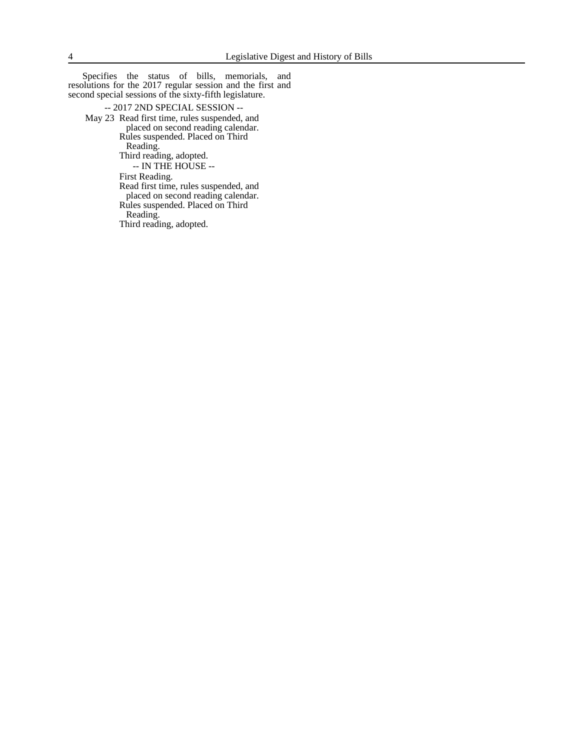Specifies the status of bills, memorials, and resolutions for the 2017 regular session and the first and second special sessions of the sixty-fifth legislature.

-- 2017 2ND SPECIAL SESSION --

May 23 Read first time, rules suspended, and placed on second reading calendar.
Rules suspended. Placed on Third Reading.
Third reading, adopted.

-- IN THE HOUSE --

First Reading.
Read first time, rules suspended, and placed on second reading calendar.
Rules suspended. Placed on Third Reading.
Third reading, adopted.